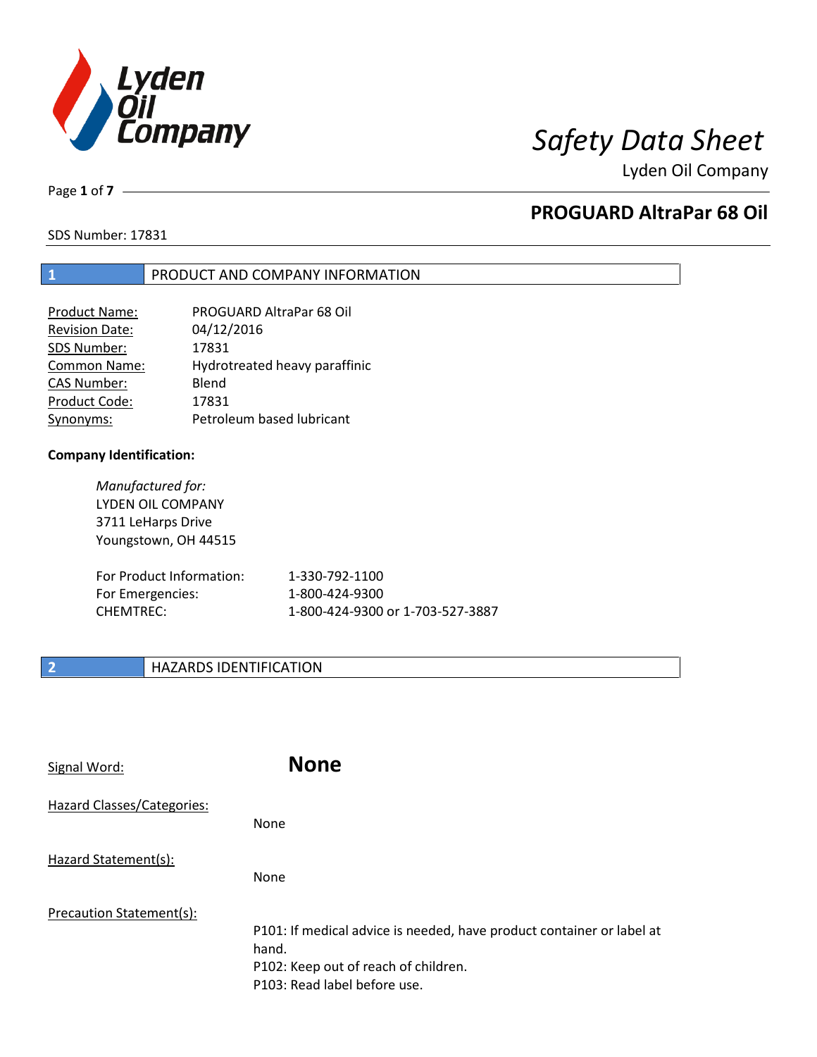# Safety Data Sheet

Lyden Oil Company

## PROGUARD AltraPar 68 Oil

SDS Number: 17831

## 1 PRODUCT AND COMPANY INFORMATION

| | |
|---|---|
| Product Name: | PROGUARD AltraPar 68 Oil |
| Revision Date: | 04/12/2016 |
| SDS Number: | 17831 |
| Common Name: | Hydrotreated heavy paraffinic |
| CAS Number: | Blend |
| Product Code: | 17831 |
| Synonyms: | Petroleum based lubricant |

**Company Identification:**

*Manufactured for:*
LYDEN OIL COMPANY
3711 LeHarps Drive
Youngstown, OH 44515

| | |
|---|---|
| For Product Information: | 1-330-792-1100 |
| For Emergencies: | 1-800-424-9300 |
| CHEMTREC: | 1-800-424-9300 or 1-703-527-3887 |

## 2 HAZARDS IDENTIFICATION

Signal Word: **None**

Hazard Classes/Categories:

None

Hazard Statement(s):

None

Precaution Statement(s):

P101: If medical advice is needed, have product container or label at hand.
P102: Keep out of reach of children.
P103: Read label before use.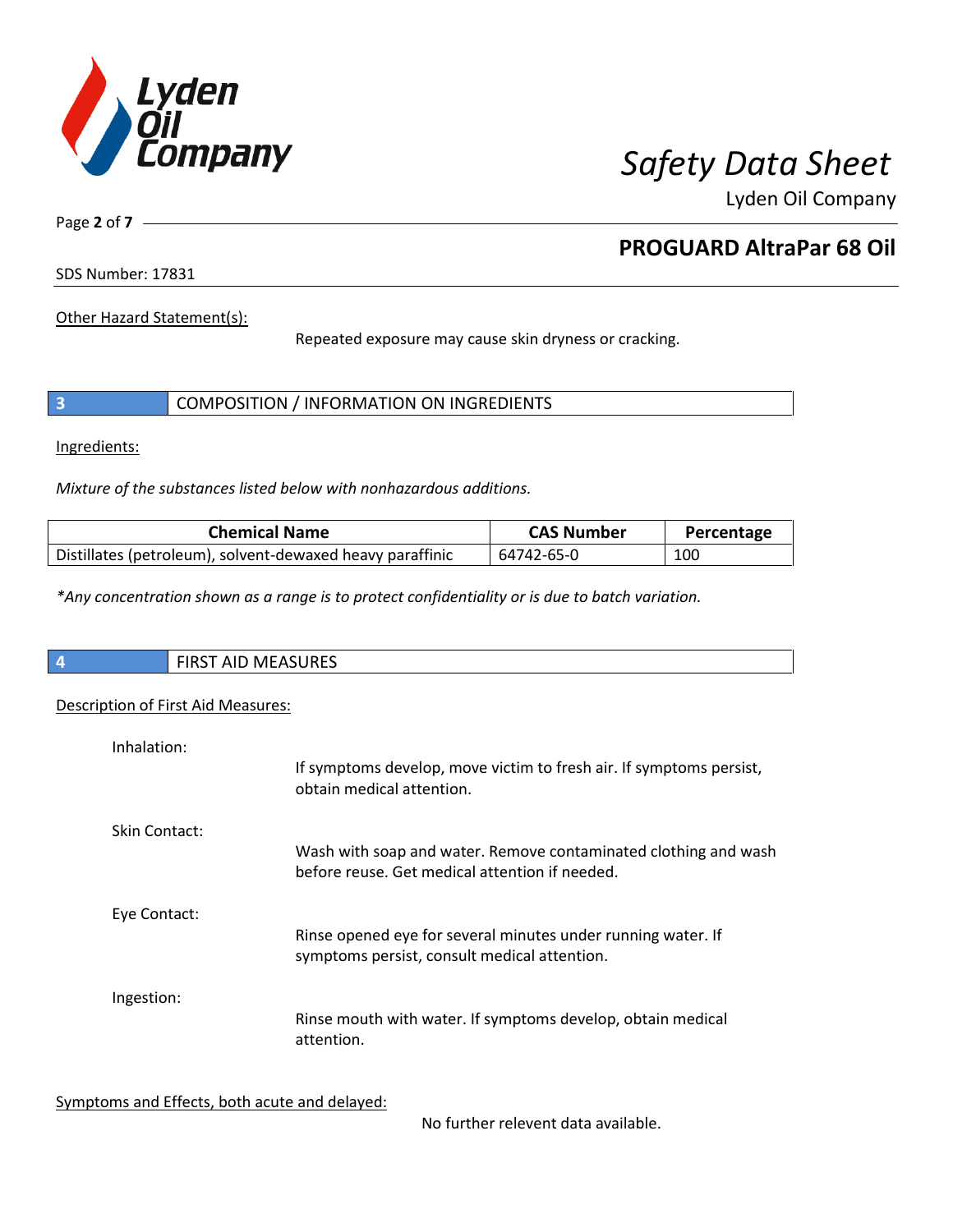Other Hazard Statement(s):

Repeated exposure may cause skin dryness or cracking.

## 3 COMPOSITION / INFORMATION ON INGREDIENTS

Ingredients:

*Mixture of the substances listed below with nonhazardous additions.*

| Chemical Name | CAS Number | Percentage |
|---|---|---|
| Distillates (petroleum), solvent-dewaxed heavy paraffinic | 64742-65-0 | 100 |

*\*Any concentration shown as a range is to protect confidentiality or is due to batch variation.*

## 4 FIRST AID MEASURES

Description of First Aid Measures:

Inhalation:

If symptoms develop, move victim to fresh air. If symptoms persist, obtain medical attention.

Skin Contact:

Wash with soap and water. Remove contaminated clothing and wash before reuse. Get medical attention if needed.

Eye Contact:

Rinse opened eye for several minutes under running water. If symptoms persist, consult medical attention.

Ingestion:

Rinse mouth with water. If symptoms develop, obtain medical attention.

Symptoms and Effects, both acute and delayed:

No further relevent data available.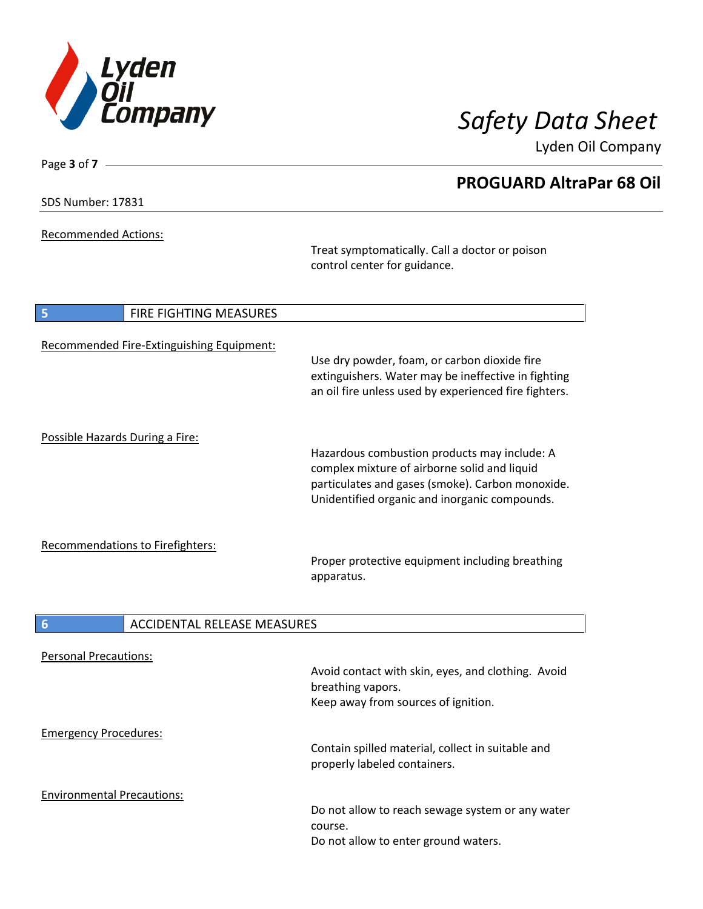Recommended Actions:

Treat symptomatically. Call a doctor or poison control center for guidance.

## 5 FIRE FIGHTING MEASURES

Recommended Fire-Extinguishing Equipment:

Use dry powder, foam, or carbon dioxide fire extinguishers. Water may be ineffective in fighting an oil fire unless used by experienced fire fighters.

Possible Hazards During a Fire:

Hazardous combustion products may include: A complex mixture of airborne solid and liquid particulates and gases (smoke). Carbon monoxide. Unidentified organic and inorganic compounds.

Recommendations to Firefighters:

Proper protective equipment including breathing apparatus.

## 6 ACCIDENTAL RELEASE MEASURES

Personal Precautions:

Avoid contact with skin, eyes, and clothing. Avoid breathing vapors.
Keep away from sources of ignition.

Emergency Procedures:

Contain spilled material, collect in suitable and properly labeled containers.

Environmental Precautions:

Do not allow to reach sewage system or any water course.
Do not allow to enter ground waters.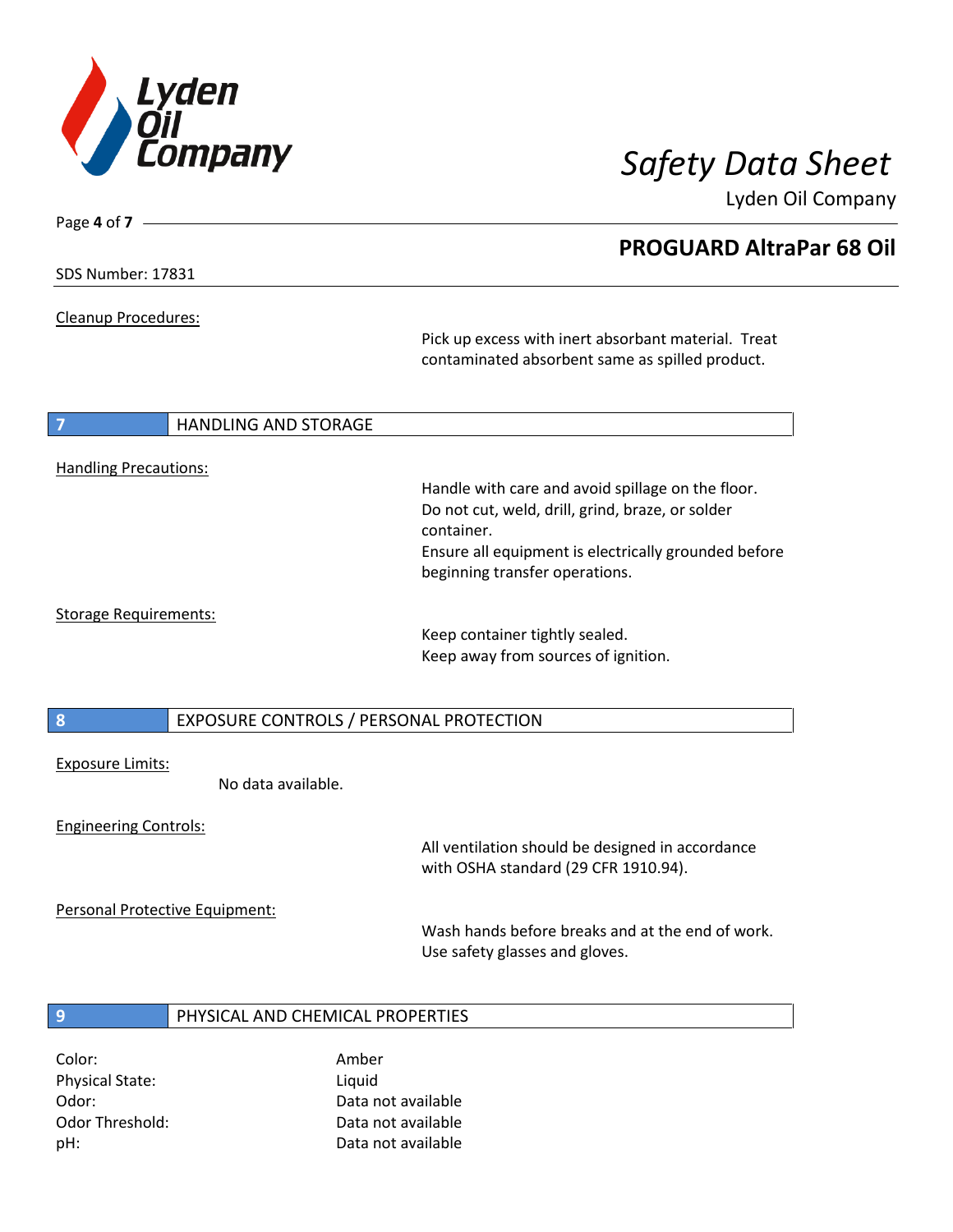Cleanup Procedures:

Pick up excess with inert absorbant material. Treat contaminated absorbent same as spilled product.

## 7 HANDLING AND STORAGE

Handling Precautions:

Handle with care and avoid spillage on the floor.
Do not cut, weld, drill, grind, braze, or solder container.
Ensure all equipment is electrically grounded before beginning transfer operations.

Storage Requirements:

Keep container tightly sealed.
Keep away from sources of ignition.

## 8 EXPOSURE CONTROLS / PERSONAL PROTECTION

Exposure Limits:

No data available.

Engineering Controls:

All ventilation should be designed in accordance with OSHA standard (29 CFR 1910.94).

Personal Protective Equipment:

Wash hands before breaks and at the end of work.
Use safety glasses and gloves.

## 9 PHYSICAL AND CHEMICAL PROPERTIES

| | |
|---|---|
| Color: | Amber |
| Physical State: | Liquid |
| Odor: | Data not available |
| Odor Threshold: | Data not available |
| pH: | Data not available |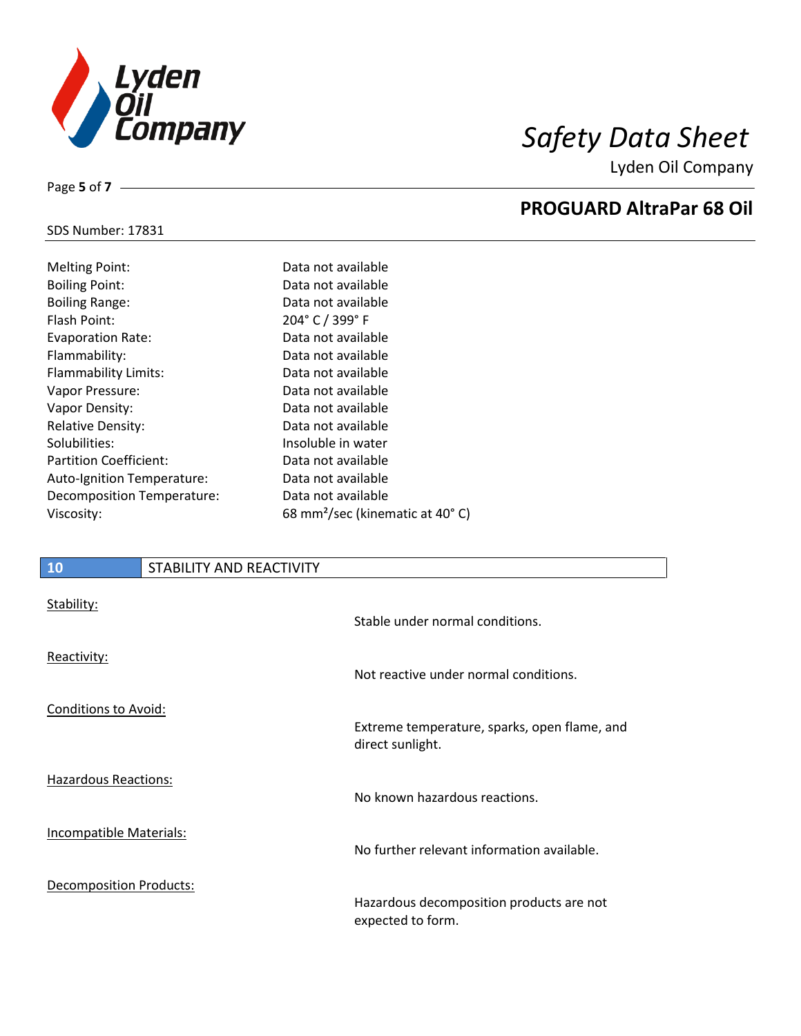| | |
|---|---|
| Melting Point: | Data not available |
| Boiling Point: | Data not available |
| Boiling Range: | Data not available |
| Flash Point: | 204° C / 399° F |
| Evaporation Rate: | Data not available |
| Flammability: | Data not available |
| Flammability Limits: | Data not available |
| Vapor Pressure: | Data not available |
| Vapor Density: | Data not available |
| Relative Density: | Data not available |
| Solubilities: | Insoluble in water |
| Partition Coefficient: | Data not available |
| Auto-Ignition Temperature: | Data not available |
| Decomposition Temperature: | Data not available |
| Viscosity: | 68 $mm^2$/sec (kinematic at 40° C) |

## 10 STABILITY AND REACTIVITY

Stability:

Stable under normal conditions.

Reactivity:

Not reactive under normal conditions.

Conditions to Avoid:

Extreme temperature, sparks, open flame, and direct sunlight.

Hazardous Reactions:

No known hazardous reactions.

Incompatible Materials:

No further relevant information available.

Decomposition Products:

Hazardous decomposition products are not expected to form.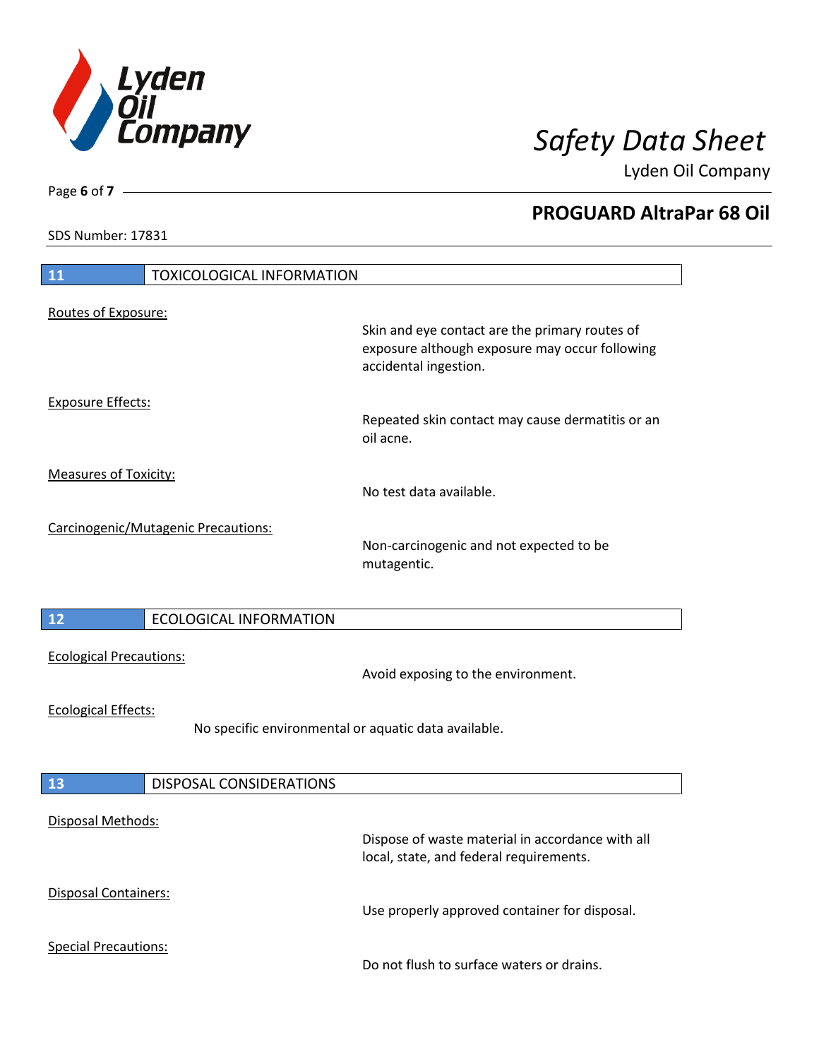## 11 TOXICOLOGICAL INFORMATION

Routes of Exposure:

Skin and eye contact are the primary routes of exposure although exposure may occur following accidental ingestion.

Exposure Effects:

Repeated skin contact may cause dermatitis or an oil acne.

Measures of Toxicity:

No test data available.

Carcinogenic/Mutagenic Precautions:

Non-carcinogenic and not expected to be mutagentic.

## 12 ECOLOGICAL INFORMATION

Ecological Precautions:

Avoid exposing to the environment.

Ecological Effects:

No specific environmental or aquatic data available.

## 13 DISPOSAL CONSIDERATIONS

Disposal Methods:

Dispose of waste material in accordance with all local, state, and federal requirements.

Disposal Containers:

Use properly approved container for disposal.

Special Precautions:

Do not flush to surface waters or drains.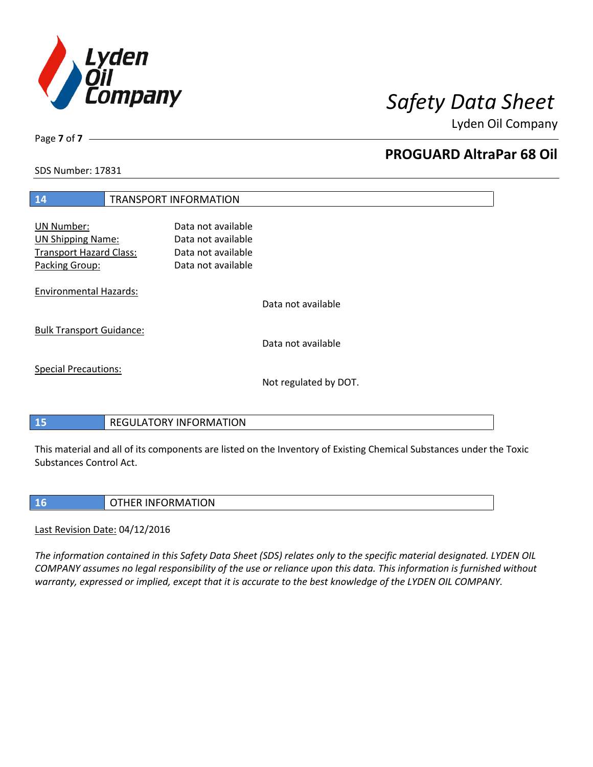## 14 TRANSPORT INFORMATION

| | |
|---|---|
| UN Number: | Data not available |
| UN Shipping Name: | Data not available |
| Transport Hazard Class: | Data not available |
| Packing Group: | Data not available |

Environmental Hazards:

Data not available

Bulk Transport Guidance:

Data not available

Special Precautions:

Not regulated by DOT.

## 15 REGULATORY INFORMATION

This material and all of its components are listed on the Inventory of Existing Chemical Substances under the Toxic Substances Control Act.

## 16 OTHER INFORMATION

Last Revision Date: 04/12/2016

*The information contained in this Safety Data Sheet (SDS) relates only to the specific material designated. LYDEN OIL COMPANY assumes no legal responsibility of the use or reliance upon this data. This information is furnished without warranty, expressed or implied, except that it is accurate to the best knowledge of the LYDEN OIL COMPANY.*